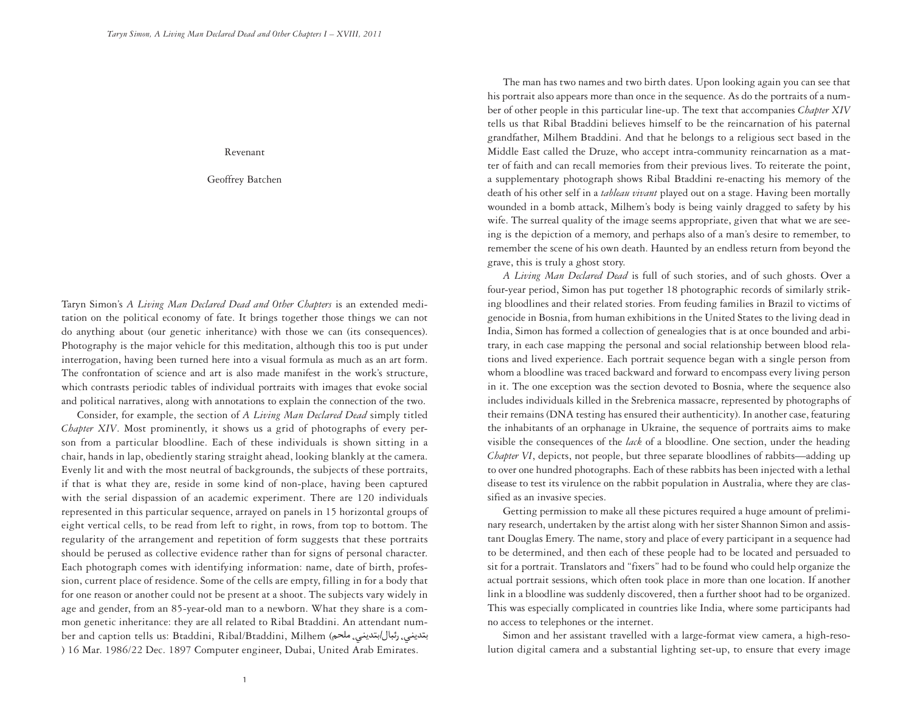# Revenant

## Geoffrey Batchen

Taryn Simon's *A Living Man Declared Dead and Other Chapters* is an extended meditation on the political economy of fate. It brings together those things we can not do anything about (our genetic inheritance) with those we can (its consequences). Photography is the major vehicle for this meditation, although this too is put under interrogation, having been turned here into a visual formula as much as an art form. The confrontation of science and art is also made manifest in the work's structure, which contrasts periodic tables of individual portraits with images that evoke social and political narratives, along with annotations to explain the connection of the two.

Consider, for example, the section of *A Living Man Declared Dead* simply titled *Chapter XIV*. Most prominently, it shows us a grid of photographs of every person from a particular bloodline. Each of these individuals is shown sitting in a chair, hands in lap, obediently staring straight ahead, looking blankly at the camera. Evenly lit and with the most neutral of backgrounds, the subjects of these portraits, if that is what they are, reside in some kind of non-place, having been captured with the serial dispassion of an academic experiment. There are 120 individuals represented in this particular sequence, arrayed on panels in 15 horizontal groups of eight vertical cells, to be read from left to right, in rows, from top to bottom. The regularity of the arrangement and repetition of form suggests that these portraits should be perused as collective evidence rather than for signs of personal character. Each photograph comes with identifying information: name, date of birth, profession, current place of residence. Some of the cells are empty, filling in for a body that for one reason or another could not be present at a shoot. The subjects vary widely in age and gender, from an 85-year-old man to a newborn. What they share is a common genetic inheritance: they are all related to Ribal Btaddini. An attendant number and caption tells us: Btaddini, Ribal/Btaddini, Milhem (بتديني، ريبال/بتديني، ملحم) 16 Mar. 1986/22 Dec. 1897 Computer engineer, Dubai, United Arab Emirates.

The man has two names and two birth dates. Upon looking again you can see that his portrait also appears more than once in the sequence. As do the portraits of a number of other people in this particular line-up. The text that accompanies *Chapter XIV* tells us that Ribal Btaddini believes himself to be the reincarnation of his paternal grandfather, Milhem Btaddini. And that he belongs to a religious sect based in the Middle East called the Druze, who accept intra-community reincarnation as a matter of faith and can recall memories from their previous lives. To reiterate the point, a supplementary photograph shows Ribal Btaddini re-enacting his memory of the death of his other self in a *tableau vivant* played out on a stage. Having been mortally wounded in a bomb attack, Milhem's body is being vainly dragged to safety by his wife. The surreal quality of the image seems appropriate, given that what we are seeing is the depiction of a memory, and perhaps also of a man's desire to remember, to remember the scene of his own death. Haunted by an endless return from beyond the grave, this is truly a ghost story.

*A Living Man Declared Dead* is full of such stories, and of such ghosts. Over a four-year period, Simon has put together 18 photographic records of similarly striking bloodlines and their related stories. From feuding families in Brazil to victims of genocide in Bosnia, from human exhibitions in the United States to the living dead in India, Simon has formed a collection of genealogies that is at once bounded and arbitrary, in each case mapping the personal and social relationship between blood relations and lived experience. Each portrait sequence began with a single person from whom a bloodline was traced backward and forward to encompass every living person in it. The one exception was the section devoted to Bosnia, where the sequence also includes individuals killed in the Srebrenica massacre, represented by photographs of their remains (DNA testing has ensured their authenticity). In another case, featuring the inhabitants of an orphanage in Ukraine, the sequence of portraits aims to make visible the consequences of the *lack* of a bloodline. One section, under the heading *Chapter VI*, depicts, not people, but three separate bloodlines of rabbits—adding up to over one hundred photographs. Each of these rabbits has been injected with a lethal disease to test its virulence on the rabbit population in Australia, where they are classified as an invasive species.

Getting permission to make all these pictures required a huge amount of preliminary research, undertaken by the artist along with her sister Shannon Simon and assistant Douglas Emery. The name, story and place of every participant in a sequence had to be determined, and then each of these people had to be located and persuaded to sit for a portrait. Translators and "fixers" had to be found who could help organize the actual portrait sessions, which often took place in more than one location. If another link in a bloodline was suddenly discovered, then a further shoot had to be organized. This was especially complicated in countries like India, where some participants had no access to telephones or the internet.

Simon and her assistant travelled with a large-format view camera, a high-resolution digital camera and a substantial lighting set-up, to ensure that every image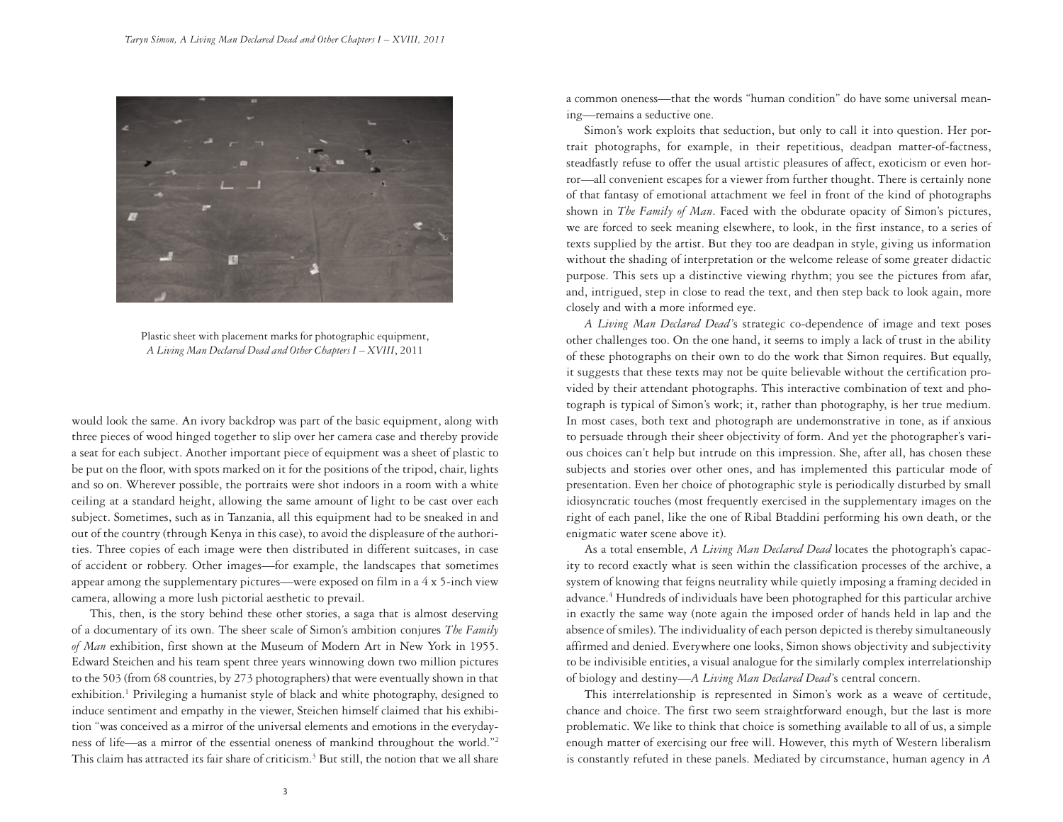Plastic sheet with placement marks for photographic equipment, *A Living Man Declared Dead and Other Chapters I – XVIII*, 2011

would look the same. An ivory backdrop was part of the basic equipment, along with three pieces of wood hinged together to slip over her camera case and thereby provide a seat for each subject. Another important piece of equipment was a sheet of plastic to be put on the floor, with spots marked on it for the positions of the tripod, chair, lights and so on. Wherever possible, the portraits were shot indoors in a room with a white ceiling at a standard height, allowing the same amount of light to be cast over each subject. Sometimes, such as in Tanzania, all this equipment had to be sneaked in and out of the country (through Kenya in this case), to avoid the displeasure of the authorities. Three copies of each image were then distributed in different suitcases, in case of accident or robbery. Other images—for example, the landscapes that sometimes appear among the supplementary pictures—were exposed on film in a 4 x 5-inch view camera, allowing a more lush pictorial aesthetic to prevail.

This, then, is the story behind these other stories, a saga that is almost deserving of a documentary of its own. The sheer scale of Simon's ambition conjures *The Family of Man* exhibition, first shown at the Museum of Modern Art in New York in 1955. Edward Steichen and his team spent three years winnowing down two million pictures to the 503 (from 68 countries, by 273 photographers) that were eventually shown in that exhibition.[1] Privileging a humanist style of black and white photography, designed to induce sentiment and empathy in the viewer, Steichen himself claimed that his exhibition "was conceived as a mirror of the universal elements and emotions in the everydayness of life—as a mirror of the essential oneness of mankind throughout the world."[2] This claim has attracted its fair share of criticism.[3] But still, the notion that we all share a common oneness—that the words "human condition" do have some universal meaning—remains a seductive one.

Simon's work exploits that seduction, but only to call it into question. Her portrait photographs, for example, in their repetitious, deadpan matter-of-factness, steadfastly refuse to offer the usual artistic pleasures of affect, exoticism or even horror—all convenient escapes for a viewer from further thought. There is certainly none of that fantasy of emotional attachment we feel in front of the kind of photographs shown in *The Family of Man*. Faced with the obdurate opacity of Simon's pictures, we are forced to seek meaning elsewhere, to look, in the first instance, to a series of texts supplied by the artist. But they too are deadpan in style, giving us information without the shading of interpretation or the welcome release of some greater didactic purpose. This sets up a distinctive viewing rhythm; you see the pictures from afar, and, intrigued, step in close to read the text, and then step back to look again, more closely and with a more informed eye.

*A Living Man Declared Dead*'s strategic co-dependence of image and text poses other challenges too. On the one hand, it seems to imply a lack of trust in the ability of these photographs on their own to do the work that Simon requires. But equally, it suggests that these texts may not be quite believable without the certification provided by their attendant photographs. This interactive combination of text and photograph is typical of Simon's work; it, rather than photography, is her true medium. In most cases, both text and photograph are undemonstrative in tone, as if anxious to persuade through their sheer objectivity of form. And yet the photographer's various choices can't help but intrude on this impression. She, after all, has chosen these subjects and stories over other ones, and has implemented this particular mode of presentation. Even her choice of photographic style is periodically disturbed by small idiosyncratic touches (most frequently exercised in the supplementary images on the right of each panel, like the one of Ribal Btaddini performing his own death, or the enigmatic water scene above it).

As a total ensemble, *A Living Man Declared Dead* locates the photograph's capacity to record exactly what is seen within the classification processes of the archive, a system of knowing that feigns neutrality while quietly imposing a framing decided in advance.[4] Hundreds of individuals have been photographed for this particular archive in exactly the same way (note again the imposed order of hands held in lap and the absence of smiles). The individuality of each person depicted is thereby simultaneously affirmed and denied. Everywhere one looks, Simon shows objectivity and subjectivity to be indivisible entities, a visual analogue for the similarly complex interrelationship of biology and destiny—*A Living Man Declared Dead*'s central concern.

This interrelationship is represented in Simon's work as a weave of certitude, chance and choice. The first two seem straightforward enough, but the last is more problematic. We like to think that choice is something available to all of us, a simple enough matter of exercising our free will. However, this myth of Western liberalism is constantly refuted in these panels. Mediated by circumstance, human agency in *A*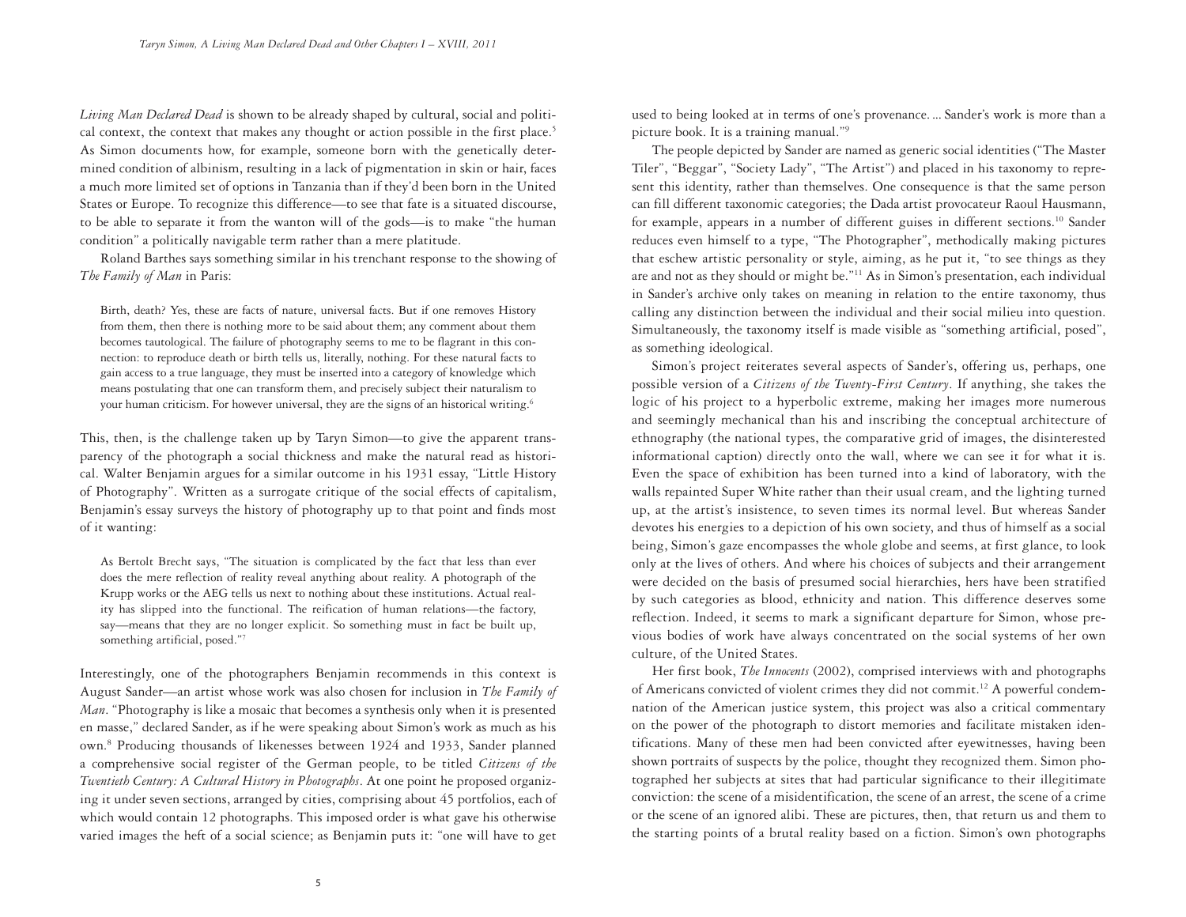*Living Man Declared Dead* is shown to be already shaped by cultural, social and political context, the context that makes any thought or action possible in the first place.[5] As Simon documents how, for example, someone born with the genetically determined condition of albinism, resulting in a lack of pigmentation in skin or hair, faces a much more limited set of options in Tanzania than if they'd been born in the United States or Europe. To recognize this difference—to see that fate is a situated discourse, to be able to separate it from the wanton will of the gods—is to make "the human condition" a politically navigable term rather than a mere platitude.

Roland Barthes says something similar in his trenchant response to the showing of *The Family of Man* in Paris:

> Birth, death? Yes, these are facts of nature, universal facts. But if one removes History from them, then there is nothing more to be said about them; any comment about them becomes tautological. The failure of photography seems to me to be flagrant in this connection: to reproduce death or birth tells us, literally, nothing. For these natural facts to gain access to a true language, they must be inserted into a category of knowledge which means postulating that one can transform them, and precisely subject their naturalism to your human criticism. For however universal, they are the signs of an historical writing.[6]

This, then, is the challenge taken up by Taryn Simon—to give the apparent transparency of the photograph a social thickness and make the natural read as historical. Walter Benjamin argues for a similar outcome in his 1931 essay, "Little History of Photography". Written as a surrogate critique of the social effects of capitalism, Benjamin's essay surveys the history of photography up to that point and finds most of it wanting:

> As Bertolt Brecht says, "The situation is complicated by the fact that less than ever does the mere reflection of reality reveal anything about reality. A photograph of the Krupp works or the AEG tells us next to nothing about these institutions. Actual reality has slipped into the functional. The reification of human relations—the factory, say—means that they are no longer explicit. So something must in fact be built up, something artificial, posed."[7]

Interestingly, one of the photographers Benjamin recommends in this context is August Sander—an artist whose work was also chosen for inclusion in *The Family of Man*. "Photography is like a mosaic that becomes a synthesis only when it is presented en masse," declared Sander, as if he were speaking about Simon's work as much as his own.[8] Producing thousands of likenesses between 1924 and 1933, Sander planned a comprehensive social register of the German people, to be titled *Citizens of the Twentieth Century: A Cultural History in Photographs*. At one point he proposed organizing it under seven sections, arranged by cities, comprising about 45 portfolios, each of which would contain 12 photographs. This imposed order is what gave his otherwise varied images the heft of a social science; as Benjamin puts it: "one will have to get used to being looked at in terms of one's provenance. ... Sander's work is more than a picture book. It is a training manual."[9]

The people depicted by Sander are named as generic social identities ("The Master Tiler", "Beggar", "Society Lady", "The Artist") and placed in his taxonomy to represent this identity, rather than themselves. One consequence is that the same person can fill different taxonomic categories; the Dada artist provocateur Raoul Hausmann, for example, appears in a number of different guises in different sections.[10] Sander reduces even himself to a type, "The Photographer", methodically making pictures that eschew artistic personality or style, aiming, as he put it, "to see things as they are and not as they should or might be."[11] As in Simon's presentation, each individual in Sander's archive only takes on meaning in relation to the entire taxonomy, thus calling any distinction between the individual and their social milieu into question. Simultaneously, the taxonomy itself is made visible as "something artificial, posed", as something ideological.

Simon's project reiterates several aspects of Sander's, offering us, perhaps, one possible version of a *Citizens of the Twenty-First Century*. If anything, she takes the logic of his project to a hyperbolic extreme, making her images more numerous and seemingly mechanical than his and inscribing the conceptual architecture of ethnography (the national types, the comparative grid of images, the disinterested informational caption) directly onto the wall, where we can see it for what it is. Even the space of exhibition has been turned into a kind of laboratory, with the walls repainted Super White rather than their usual cream, and the lighting turned up, at the artist's insistence, to seven times its normal level. But whereas Sander devotes his energies to a depiction of his own society, and thus of himself as a social being, Simon's gaze encompasses the whole globe and seems, at first glance, to look only at the lives of others. And where his choices of subjects and their arrangement were decided on the basis of presumed social hierarchies, hers have been stratified by such categories as blood, ethnicity and nation. This difference deserves some reflection. Indeed, it seems to mark a significant departure for Simon, whose previous bodies of work have always concentrated on the social systems of her own culture, of the United States.

Her first book, *The Innocents* (2002), comprised interviews with and photographs of Americans convicted of violent crimes they did not commit.[12] A powerful condemnation of the American justice system, this project was also a critical commentary on the power of the photograph to distort memories and facilitate mistaken identifications. Many of these men had been convicted after eyewitnesses, having been shown portraits of suspects by the police, thought they recognized them. Simon photographed her subjects at sites that had particular significance to their illegitimate conviction: the scene of a misidentification, the scene of an arrest, the scene of a crime or the scene of an ignored alibi. These are pictures, then, that return us and them to the starting points of a brutal reality based on a fiction. Simon's own photographs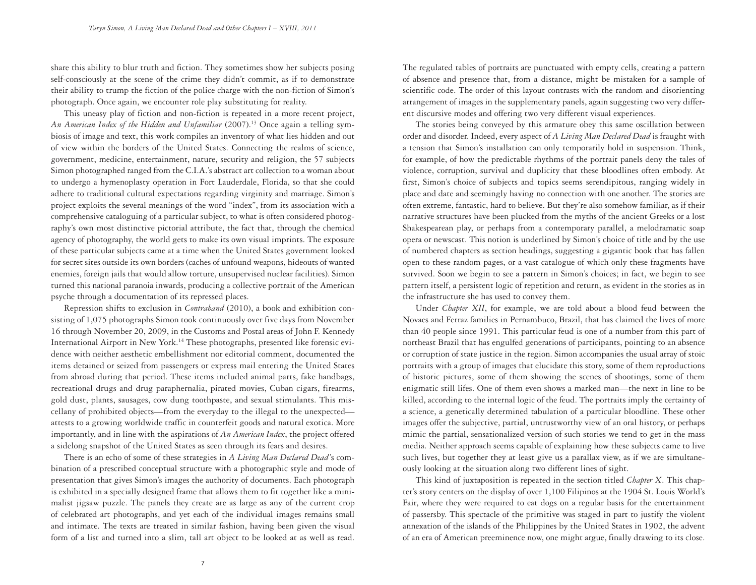share this ability to blur truth and fiction. They sometimes show her subjects posing self-consciously at the scene of the crime they didn't commit, as if to demonstrate their ability to trump the fiction of the police charge with the non-fiction of Simon's photograph. Once again, we encounter role play substituting for reality.

This uneasy play of fiction and non-fiction is repeated in a more recent project, *An American Index of the Hidden and Unfamiliar* (2007).[13] Once again a telling symbiosis of image and text, this work compiles an inventory of what lies hidden and out of view within the borders of the United States. Connecting the realms of science, government, medicine, entertainment, nature, security and religion, the 57 subjects Simon photographed ranged from the C.I.A.'s abstract art collection to a woman about to undergo a hymenoplasty operation in Fort Lauderdale, Florida, so that she could adhere to traditional cultural expectations regarding virginity and marriage. Simon's project exploits the several meanings of the word "index", from its association with a comprehensive cataloguing of a particular subject, to what is often considered photography's own most distinctive pictorial attribute, the fact that, through the chemical agency of photography, the world gets to make its own visual imprints. The exposure of these particular subjects came at a time when the United States government looked for secret sites outside its own borders (caches of unfound weapons, hideouts of wanted enemies, foreign jails that would allow torture, unsupervised nuclear facilities). Simon turned this national paranoia inwards, producing a collective portrait of the American psyche through a documentation of its repressed places.

Repression shifts to exclusion in *Contraband* (2010), a book and exhibition consisting of 1,075 photographs Simon took continuously over five days from November 16 through November 20, 2009, in the Customs and Postal areas of John F. Kennedy International Airport in New York.[14] These photographs, presented like forensic evidence with neither aesthetic embellishment nor editorial comment, documented the items detained or seized from passengers or express mail entering the United States from abroad during that period. These items included animal parts, fake handbags, recreational drugs and drug paraphernalia, pirated movies, Cuban cigars, firearms, gold dust, plants, sausages, cow dung toothpaste, and sexual stimulants. This miscellany of prohibited objects—from the everyday to the illegal to the unexpected—attests to a growing worldwide traffic in counterfeit goods and natural exotica. More importantly, and in line with the aspirations of *An American Index*, the project offered a sidelong snapshot of the United States as seen through its fears and desires.

There is an echo of some of these strategies in *A Living Man Declared Dead*'s combination of a prescribed conceptual structure with a photographic style and mode of presentation that gives Simon's images the authority of documents. Each photograph is exhibited in a specially designed frame that allows them to fit together like a minimalist jigsaw puzzle. The panels they create are as large as any of the current crop of celebrated art photographs, and yet each of the individual images remains small and intimate. The texts are treated in similar fashion, having been given the visual form of a list and turned into a slim, tall art object to be looked at as well as read. The regulated tables of portraits are punctuated with empty cells, creating a pattern of absence and presence that, from a distance, might be mistaken for a sample of scientific code. The order of this layout contrasts with the random and disorienting arrangement of images in the supplementary panels, again suggesting two very different discursive modes and offering two very different visual experiences.

The stories being conveyed by this armature obey this same oscillation between order and disorder. Indeed, every aspect of *A Living Man Declared Dead* is fraught with a tension that Simon's installation can only temporarily hold in suspension. Think, for example, of how the predictable rhythms of the portrait panels deny the tales of violence, corruption, survival and duplicity that these bloodlines often embody. At first, Simon's choice of subjects and topics seems serendipitous, ranging widely in place and date and seemingly having no connection with one another. The stories are often extreme, fantastic, hard to believe. But they're also somehow familiar, as if their narrative structures have been plucked from the myths of the ancient Greeks or a lost Shakespearean play, or perhaps from a contemporary parallel, a melodramatic soap opera or newscast. This notion is underlined by Simon's choice of title and by the use of numbered chapters as section headings, suggesting a gigantic book that has fallen open to these random pages, or a vast catalogue of which only these fragments have survived. Soon we begin to see a pattern in Simon's choices; in fact, we begin to see pattern itself, a persistent logic of repetition and return, as evident in the stories as in the infrastructure she has used to convey them.

Under *Chapter XII*, for example, we are told about a blood feud between the Novaes and Ferraz families in Pernambuco, Brazil, that has claimed the lives of more than 40 people since 1991. This particular feud is one of a number from this part of northeast Brazil that has engulfed generations of participants, pointing to an absence or corruption of state justice in the region. Simon accompanies the usual array of stoic portraits with a group of images that elucidate this story, some of them reproductions of historic pictures, some of them showing the scenes of shootings, some of them enigmatic still lifes. One of them even shows a marked man—the next in line to be killed, according to the internal logic of the feud. The portraits imply the certainty of a science, a genetically determined tabulation of a particular bloodline. These other images offer the subjective, partial, untrustworthy view of an oral history, or perhaps mimic the partial, sensationalized version of such stories we tend to get in the mass media. Neither approach seems capable of explaining how these subjects came to live such lives, but together they at least give us a parallax view, as if we are simultaneously looking at the situation along two different lines of sight.

This kind of juxtaposition is repeated in the section titled *Chapter X*. This chapter's story centers on the display of over 1,100 Filipinos at the 1904 St. Louis World's Fair, where they were required to eat dogs on a regular basis for the entertainment of passersby. This spectacle of the primitive was staged in part to justify the violent annexation of the islands of the Philippines by the United States in 1902, the advent of an era of American preeminence now, one might argue, finally drawing to its close.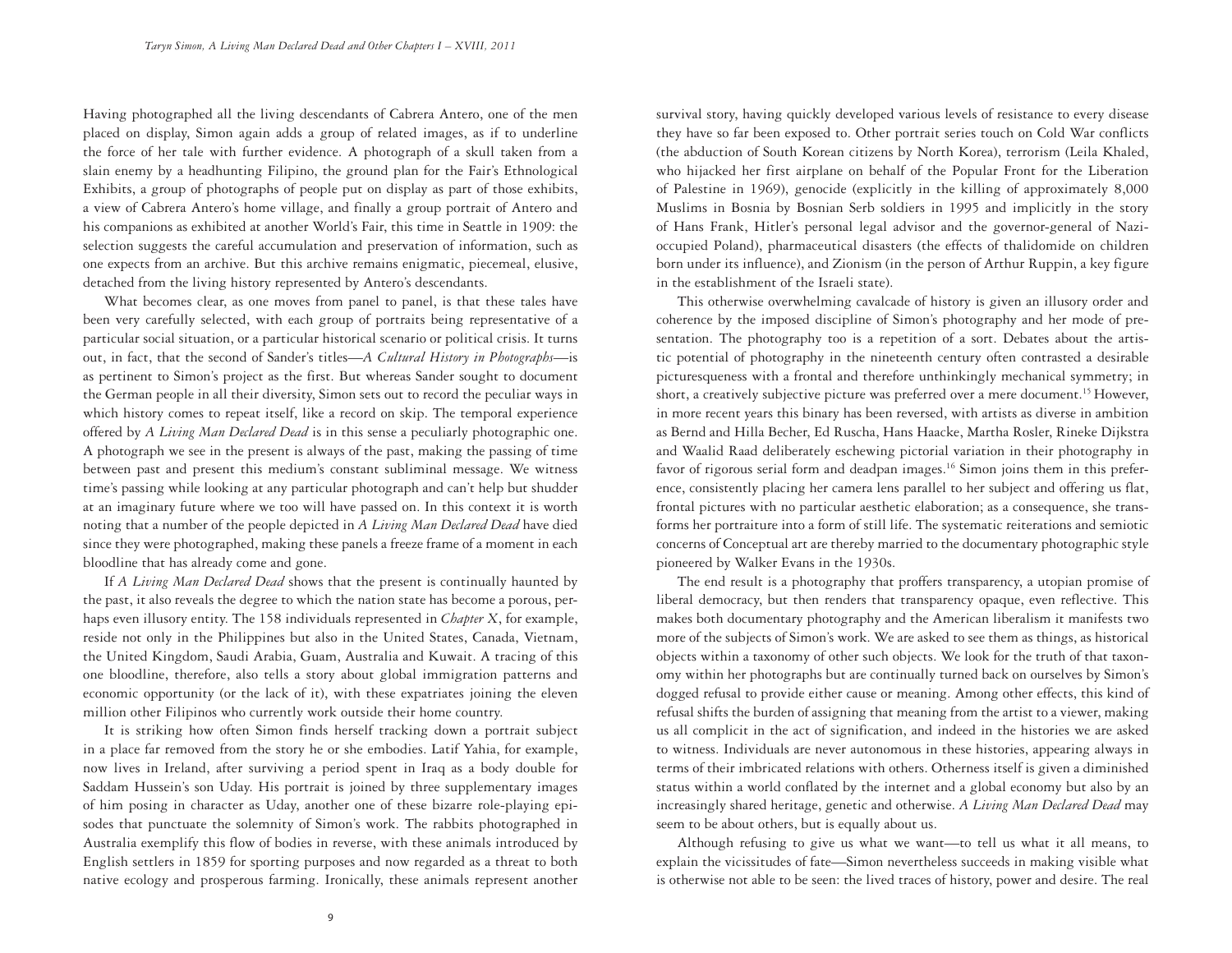Having photographed all the living descendants of Cabrera Antero, one of the men placed on display, Simon again adds a group of related images, as if to underline the force of her tale with further evidence. A photograph of a skull taken from a slain enemy by a headhunting Filipino, the ground plan for the Fair's Ethnological Exhibits, a group of photographs of people put on display as part of those exhibits, a view of Cabrera Antero's home village, and finally a group portrait of Antero and his companions as exhibited at another World's Fair, this time in Seattle in 1909: the selection suggests the careful accumulation and preservation of information, such as one expects from an archive. But this archive remains enigmatic, piecemeal, elusive, detached from the living history represented by Antero's descendants.

What becomes clear, as one moves from panel to panel, is that these tales have been very carefully selected, with each group of portraits being representative of a particular social situation, or a particular historical scenario or political crisis. It turns out, in fact, that the second of Sander's titles—*A Cultural History in Photographs*—is as pertinent to Simon's project as the first. But whereas Sander sought to document the German people in all their diversity, Simon sets out to record the peculiar ways in which history comes to repeat itself, like a record on skip. The temporal experience offered by *A Living Man Declared Dead* is in this sense a peculiarly photographic one. A photograph we see in the present is always of the past, making the passing of time between past and present this medium's constant subliminal message. We witness time's passing while looking at any particular photograph and can't help but shudder at an imaginary future where we too will have passed on. In this context it is worth noting that a number of the people depicted in *A Living Man Declared Dead* have died since they were photographed, making these panels a freeze frame of a moment in each bloodline that has already come and gone.

If *A Living Man Declared Dead* shows that the present is continually haunted by the past, it also reveals the degree to which the nation state has become a porous, perhaps even illusory entity. The 158 individuals represented in *Chapter X*, for example, reside not only in the Philippines but also in the United States, Canada, Vietnam, the United Kingdom, Saudi Arabia, Guam, Australia and Kuwait. A tracing of this one bloodline, therefore, also tells a story about global immigration patterns and economic opportunity (or the lack of it), with these expatriates joining the eleven million other Filipinos who currently work outside their home country.

It is striking how often Simon finds herself tracking down a portrait subject in a place far removed from the story he or she embodies. Latif Yahia, for example, now lives in Ireland, after surviving a period spent in Iraq as a body double for Saddam Hussein's son Uday. His portrait is joined by three supplementary images of him posing in character as Uday, another one of these bizarre role-playing episodes that punctuate the solemnity of Simon's work. The rabbits photographed in Australia exemplify this flow of bodies in reverse, with these animals introduced by English settlers in 1859 for sporting purposes and now regarded as a threat to both native ecology and prosperous farming. Ironically, these animals represent another survival story, having quickly developed various levels of resistance to every disease they have so far been exposed to. Other portrait series touch on Cold War conflicts (the abduction of South Korean citizens by North Korea), terrorism (Leila Khaled, who hijacked her first airplane on behalf of the Popular Front for the Liberation of Palestine in 1969), genocide (explicitly in the killing of approximately 8,000 Muslims in Bosnia by Bosnian Serb soldiers in 1995 and implicitly in the story of Hans Frank, Hitler's personal legal advisor and the governor-general of Nazi-occupied Poland), pharmaceutical disasters (the effects of thalidomide on children born under its influence), and Zionism (in the person of Arthur Ruppin, a key figure in the establishment of the Israeli state).

This otherwise overwhelming cavalcade of history is given an illusory order and coherence by the imposed discipline of Simon's photography and her mode of presentation. The photography too is a repetition of a sort. Debates about the artistic potential of photography in the nineteenth century often contrasted a desirable picturesqueness with a frontal and therefore unthinkingly mechanical symmetry; in short, a creatively subjective picture was preferred over a mere document.[15] However, in more recent years this binary has been reversed, with artists as diverse in ambition as Bernd and Hilla Becher, Ed Ruscha, Hans Haacke, Martha Rosler, Rineke Dijkstra and Waalid Raad deliberately eschewing pictorial variation in their photography in favor of rigorous serial form and deadpan images.[16] Simon joins them in this preference, consistently placing her camera lens parallel to her subject and offering us flat, frontal pictures with no particular aesthetic elaboration; as a consequence, she transforms her portraiture into a form of still life. The systematic reiterations and semiotic concerns of Conceptual art are thereby married to the documentary photographic style pioneered by Walker Evans in the 1930s.

The end result is a photography that proffers transparency, a utopian promise of liberal democracy, but then renders that transparency opaque, even reflective. This makes both documentary photography and the American liberalism it manifests two more of the subjects of Simon's work. We are asked to see them as things, as historical objects within a taxonomy of other such objects. We look for the truth of that taxonomy within her photographs but are continually turned back on ourselves by Simon's dogged refusal to provide either cause or meaning. Among other effects, this kind of refusal shifts the burden of assigning that meaning from the artist to a viewer, making us all complicit in the act of signification, and indeed in the histories we are asked to witness. Individuals are never autonomous in these histories, appearing always in terms of their imbricated relations with others. Otherness itself is given a diminished status within a world conflated by the internet and a global economy but also by an increasingly shared heritage, genetic and otherwise. *A Living Man Declared Dead* may seem to be about others, but is equally about us.

Although refusing to give us what we want—to tell us what it all means, to explain the vicissitudes of fate—Simon nevertheless succeeds in making visible what is otherwise not able to be seen: the lived traces of history, power and desire. The real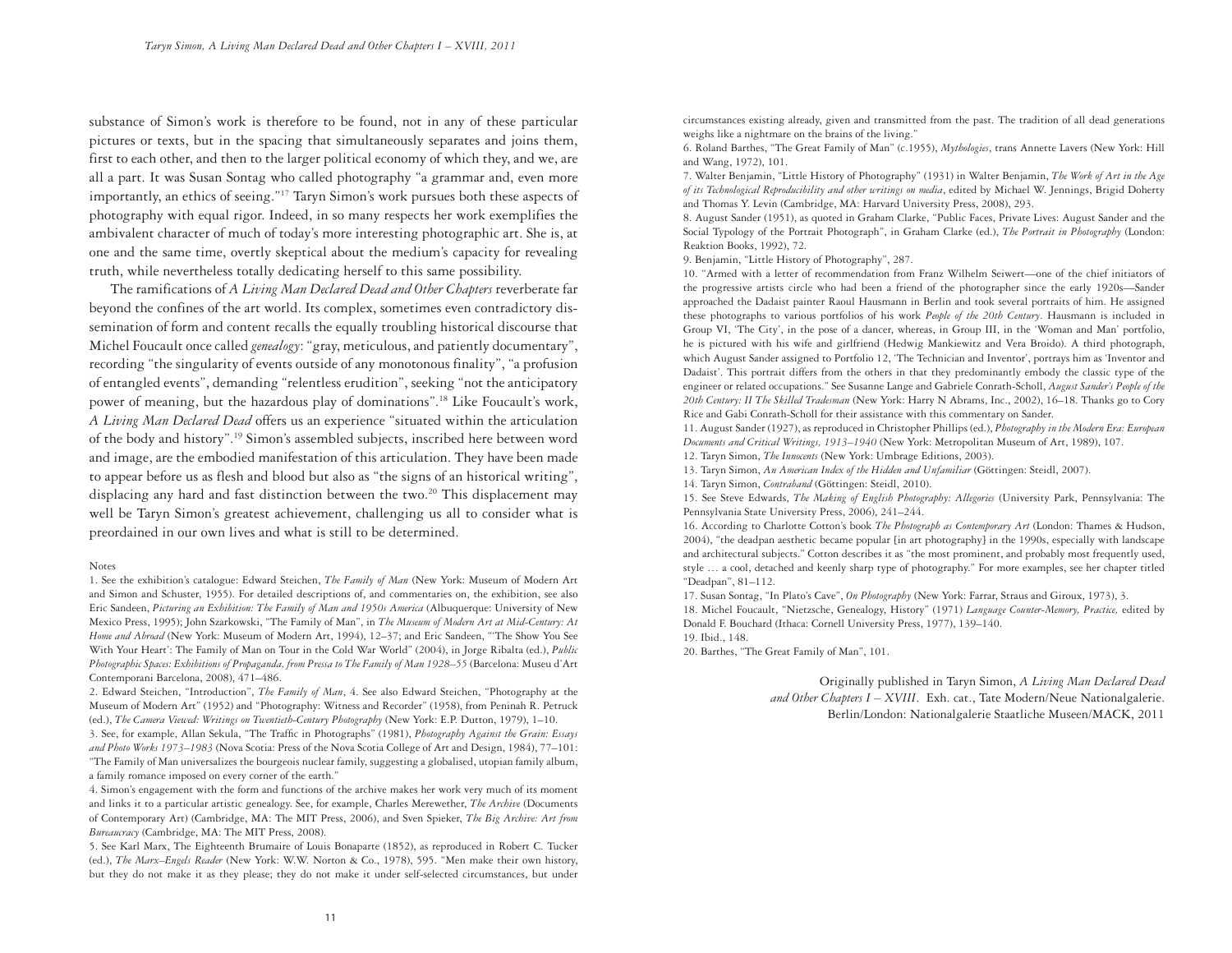substance of Simon's work is therefore to be found, not in any of these particular pictures or texts, but in the spacing that simultaneously separates and joins them, first to each other, and then to the larger political economy of which they, and we, are all a part. It was Susan Sontag who called photography "a grammar and, even more importantly, an ethics of seeing."[17] Taryn Simon's work pursues both these aspects of photography with equal rigor. Indeed, in so many respects her work exemplifies the ambivalent character of much of today's more interesting photographic art. She is, at one and the same time, overtly skeptical about the medium's capacity for revealing truth, while nevertheless totally dedicating herself to this same possibility.

The ramifications of *A Living Man Declared Dead and Other Chapters* reverberate far beyond the confines of the art world. Its complex, sometimes even contradictory dissemination of form and content recalls the equally troubling historical discourse that Michel Foucault once called *genealogy*: "gray, meticulous, and patiently documentary", recording "the singularity of events outside of any monotonous finality", "a profusion of entangled events", demanding "relentless erudition", seeking "not the anticipatory power of meaning, but the hazardous play of dominations".[18] Like Foucault's work, *A Living Man Declared Dead* offers us an experience "situated within the articulation of the body and history".[19] Simon's assembled subjects, inscribed here between word and image, are the embodied manifestation of this articulation. They have been made to appear before us as flesh and blood but also as "the signs of an historical writing", displacing any hard and fast distinction between the two.[20] This displacement may well be Taryn Simon's greatest achievement, challenging us all to consider what is preordained in our own lives and what is still to be determined.

Notes

1. See the exhibition's catalogue: Edward Steichen, *The Family of Man* (New York: Museum of Modern Art and Simon and Schuster, 1955). For detailed descriptions of, and commentaries on, the exhibition, see also Eric Sandeen, *Picturing an Exhibition: The Family of Man and 1950s America* (Albuquerque: University of New Mexico Press, 1995); John Szarkowski, "The Family of Man", in *The Museum of Modern Art at Mid-Century: At Home and Abroad* (New York: Museum of Modern Art, 1994), 12–37; and Eric Sandeen, "'The Show You See With Your Heart': The Family of Man on Tour in the Cold War World" (2004), in Jorge Ribalta (ed.), *Public Photographic Spaces: Exhibitions of Propaganda, from Pressa to The Family of Man 1928–55* (Barcelona: Museu d'Art Contemporani Barcelona, 2008), 471–486.

2. Edward Steichen, "Introduction", *The Family of Man*, 4. See also Edward Steichen, "Photography at the Museum of Modern Art" (1952) and "Photography: Witness and Recorder" (1958), from Peninah R. Petruck (ed.), *The Camera Viewed: Writings on Twentieth-Century Photography* (New York: E.P. Dutton, 1979), 1–10.

3. See, for example, Allan Sekula, "The Traffic in Photographs" (1981), *Photography Against the Grain: Essays and Photo Works 1973–1983* (Nova Scotia: Press of the Nova Scotia College of Art and Design, 1984), 77–101: "The Family of Man universalizes the bourgeois nuclear family, suggesting a globalised, utopian family album, a family romance imposed on every corner of the earth."

4. Simon's engagement with the form and functions of the archive makes her work very much of its moment and links it to a particular artistic genealogy. See, for example, Charles Merewether, *The Archive* (Documents of Contemporary Art) (Cambridge, MA: The MIT Press, 2006), and Sven Spieker, *The Big Archive: Art from Bureaucracy* (Cambridge, MA: The MIT Press, 2008).

5. See Karl Marx, The Eighteenth Brumaire of Louis Bonaparte (1852), as reproduced in Robert C. Tucker (ed.), *The Marx–Engels Reader* (New York: W.W. Norton & Co., 1978), 595. "Men make their own history, but they do not make it as they please; they do not make it under self-selected circumstances, but under circumstances existing already, given and transmitted from the past. The tradition of all dead generations weighs like a nightmare on the brains of the living."

6. Roland Barthes, "The Great Family of Man" (c.1955), *Mythologies*, trans Annette Lavers (New York: Hill and Wang, 1972), 101.

7. Walter Benjamin, "Little History of Photography" (1931) in Walter Benjamin, *The Work of Art in the Age of its Technological Reproducibility and other writings on media*, edited by Michael W. Jennings, Brigid Doherty and Thomas Y. Levin (Cambridge, MA: Harvard University Press, 2008), 293.

8. August Sander (1951), as quoted in Graham Clarke, "Public Faces, Private Lives: August Sander and the Social Typology of the Portrait Photograph", in Graham Clarke (ed.), *The Portrait in Photography* (London: Reaktion Books, 1992), 72.

9. Benjamin, "Little History of Photography", 287.

10. "Armed with a letter of recommendation from Franz Wilhelm Seiwert—one of the chief initiators of the progressive artists circle who had been a friend of the photographer since the early 1920s—Sander approached the Dadaist painter Raoul Hausmann in Berlin and took several portraits of him. He assigned these photographs to various portfolios of his work *People of the 20th Century*. Hausmann is included in Group VI, 'The City', in the pose of a dancer, whereas, in Group III, in the 'Woman and Man' portfolio, he is pictured with his wife and girlfriend (Hedwig Mankiewitz and Vera Broido). A third photograph, which August Sander assigned to Portfolio 12, 'The Technician and Inventor', portrays him as 'Inventor and Dadaist'. This portrait differs from the others in that they predominantly embody the classic type of the engineer or related occupations." See Susanne Lange and Gabriele Conrath-Scholl, *August Sander's People of the 20th Century: II The Skilled Tradesman* (New York: Harry N Abrams, Inc., 2002), 16–18. Thanks go to Cory Rice and Gabi Conrath-Scholl for their assistance with this commentary on Sander.

11. August Sander (1927), as reproduced in Christopher Phillips (ed.), *Photography in the Modern Era: European Documents and Critical Writings, 1913–1940* (New York: Metropolitan Museum of Art, 1989), 107.

12. Taryn Simon, *The Innocents* (New York: Umbrage Editions, 2003).

13. Taryn Simon, *An American Index of the Hidden and Unfamiliar* (Göttingen: Steidl, 2007).

14. Taryn Simon, *Contraband* (Göttingen: Steidl, 2010).

15. See Steve Edwards, *The Making of English Photography: Allegories* (University Park, Pennsylvania: The Pennsylvania State University Press, 2006), 241–244.

16. According to Charlotte Cotton's book *The Photograph as Contemporary Art* (London: Thames & Hudson, 2004), "the deadpan aesthetic became popular [in art photography] in the 1990s, especially with landscape and architectural subjects." Cotton describes it as "the most prominent, and probably most frequently used, style … a cool, detached and keenly sharp type of photography." For more examples, see her chapter titled "Deadpan", 81–112.

17. Susan Sontag, "In Plato's Cave", *On Photography* (New York: Farrar, Straus and Giroux, 1973), 3.

18. Michel Foucault, "Nietzsche, Genealogy, History" (1971) *Language Counter-Memory, Practice,* edited by Donald F. Bouchard (Ithaca: Cornell University Press, 1977), 139–140.

19. Ibid., 148.

20. Barthes, "The Great Family of Man", 101.

Originally published in Taryn Simon, *A Living Man Declared Dead and Other Chapters I – XVIII*. Exh. cat., Tate Modern/Neue Nationalgalerie. Berlin/London: Nationalgalerie Staatliche Museen/MACK, 2011